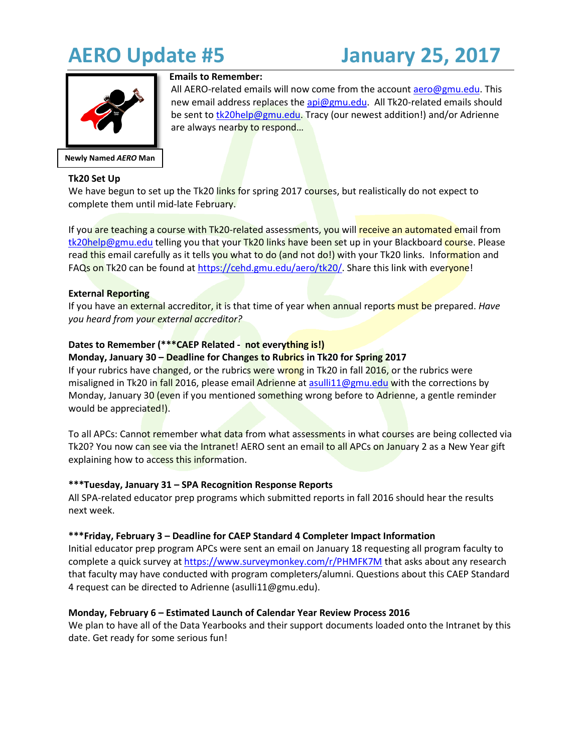# AERO Update #5 January 25, 2017

Newly Named *AERO* Man

**Emails to Remember:**

All AERO-related emails will now come from the account aero@gmu.edu. This new email address replaces the api@gmu.edu. All Tk20-related emails should be sent to tk20help@gmu.edu. Tracy (our newest addition!) and/or Adrienne are always nearby to respond…

**Tk20 Set Up**

We have begun to set up the Tk20 links for spring 2017 courses, but realistically do not expect to complete them until mid-late February.

If you are teaching a course with Tk20-related assessments, you will receive an automated email from tk20help@gmu.edu telling you that your Tk20 links have been set up in your Blackboard course. Please read this email carefully as it tells you what to do (and not do!) with your Tk20 links. Information and FAQs on Tk20 can be found at https://cehd.gmu.edu/aero/tk20/. Share this link with everyone!

**External Reporting**

If you have an external accreditor, it is that time of year when annual reports must be prepared. *Have you heard from your external accreditor?*

**Dates to Remember (***CAEP Related - not everything is!)**

**Monday, January 30 – Deadline for Changes to Rubrics in Tk20 for Spring 2017**

If your rubrics have changed, or the rubrics were wrong in Tk20 in fall 2016, or the rubrics were misaligned in Tk20 in fall 2016, please email Adrienne at asulli11@gmu.edu with the corrections by Monday, January 30 (even if you mentioned something wrong before to Adrienne, a gentle reminder would be appreciated!).

To all APCs: Cannot remember what data from what assessments in what courses are being collected via Tk20? You now can see via the Intranet! AERO sent an email to all APCs on January 2 as a New Year gift explaining how to access this information.

*****Tuesday, January 31 – SPA Recognition Response Reports**

All SPA-related educator prep programs which submitted reports in fall 2016 should hear the results next week.

*****Friday, February 3 – Deadline for CAEP Standard 4 Completer Impact Information**

Initial educator prep program APCs were sent an email on January 18 requesting all program faculty to complete a quick survey at https://www.surveymonkey.com/r/PHMFK7M that asks about any research that faculty may have conducted with program completers/alumni. Questions about this CAEP Standard 4 request can be directed to Adrienne (asulli11@gmu.edu).

**Monday, February 6 – Estimated Launch of Calendar Year Review Process 2016**

We plan to have all of the Data Yearbooks and their support documents loaded onto the Intranet by this date. Get ready for some serious fun!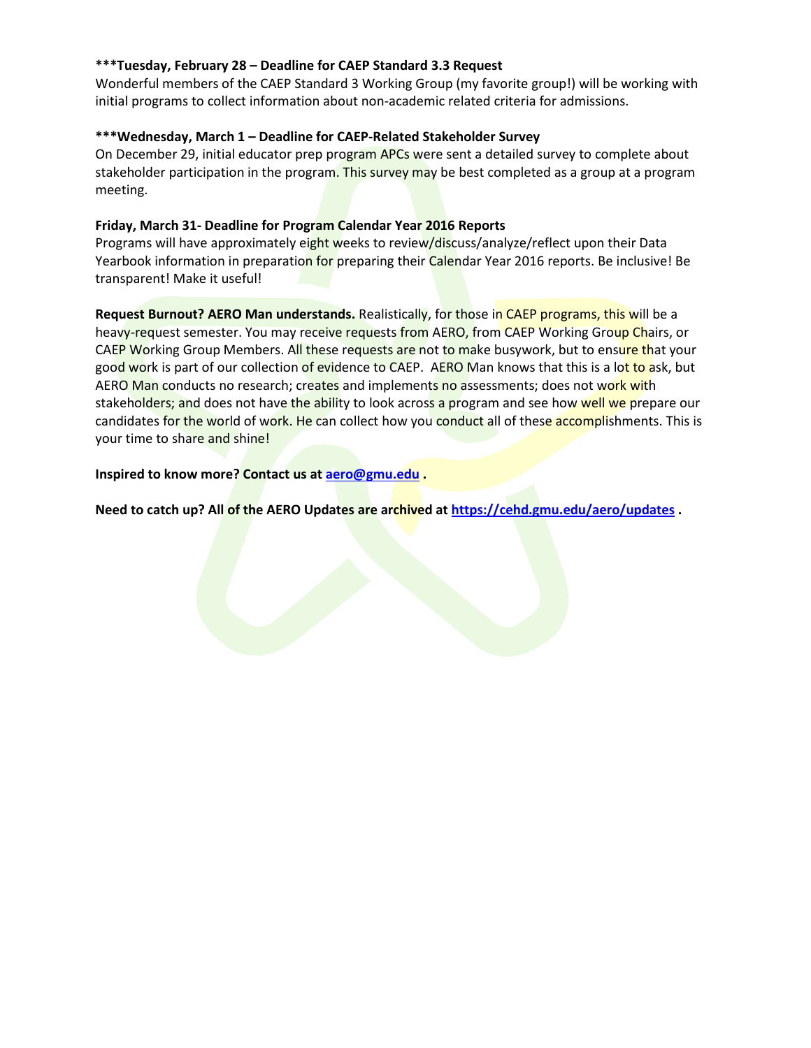**\*\*\*Tuesday, February 28 – Deadline for CAEP Standard 3.3 Request**

Wonderful members of the CAEP Standard 3 Working Group (my favorite group!) will be working with initial programs to collect information about non-academic related criteria for admissions.

**\*\*\*Wednesday, March 1 – Deadline for CAEP-Related Stakeholder Survey**

On December 29, initial educator prep program APCs were sent a detailed survey to complete about stakeholder participation in the program. This survey may be best completed as a group at a program meeting.

**Friday, March 31- Deadline for Program Calendar Year 2016 Reports**

Programs will have approximately eight weeks to review/discuss/analyze/reflect upon their Data Yearbook information in preparation for preparing their Calendar Year 2016 reports. Be inclusive! Be transparent! Make it useful!

**Request Burnout? AERO Man understands.** Realistically, for those in CAEP programs, this will be a heavy-request semester. You may receive requests from AERO, from CAEP Working Group Chairs, or CAEP Working Group Members. All these requests are not to make busywork, but to ensure that your good work is part of our collection of evidence to CAEP. AERO Man knows that this is a lot to ask, but AERO Man conducts no research; creates and implements no assessments; does not work with stakeholders; and does not have the ability to look across a program and see how well we prepare our candidates for the world of work. He can collect how you conduct all of these accomplishments. This is your time to share and shine!

**Inspired to know more? Contact us at [aero@gmu.edu](mailto:aero@gmu.edu) .**

**Need to catch up? All of the AERO Updates are archived at [https://cehd.gmu.edu/aero/updates](https://cehd.gmu.edu/aero/updates) .**